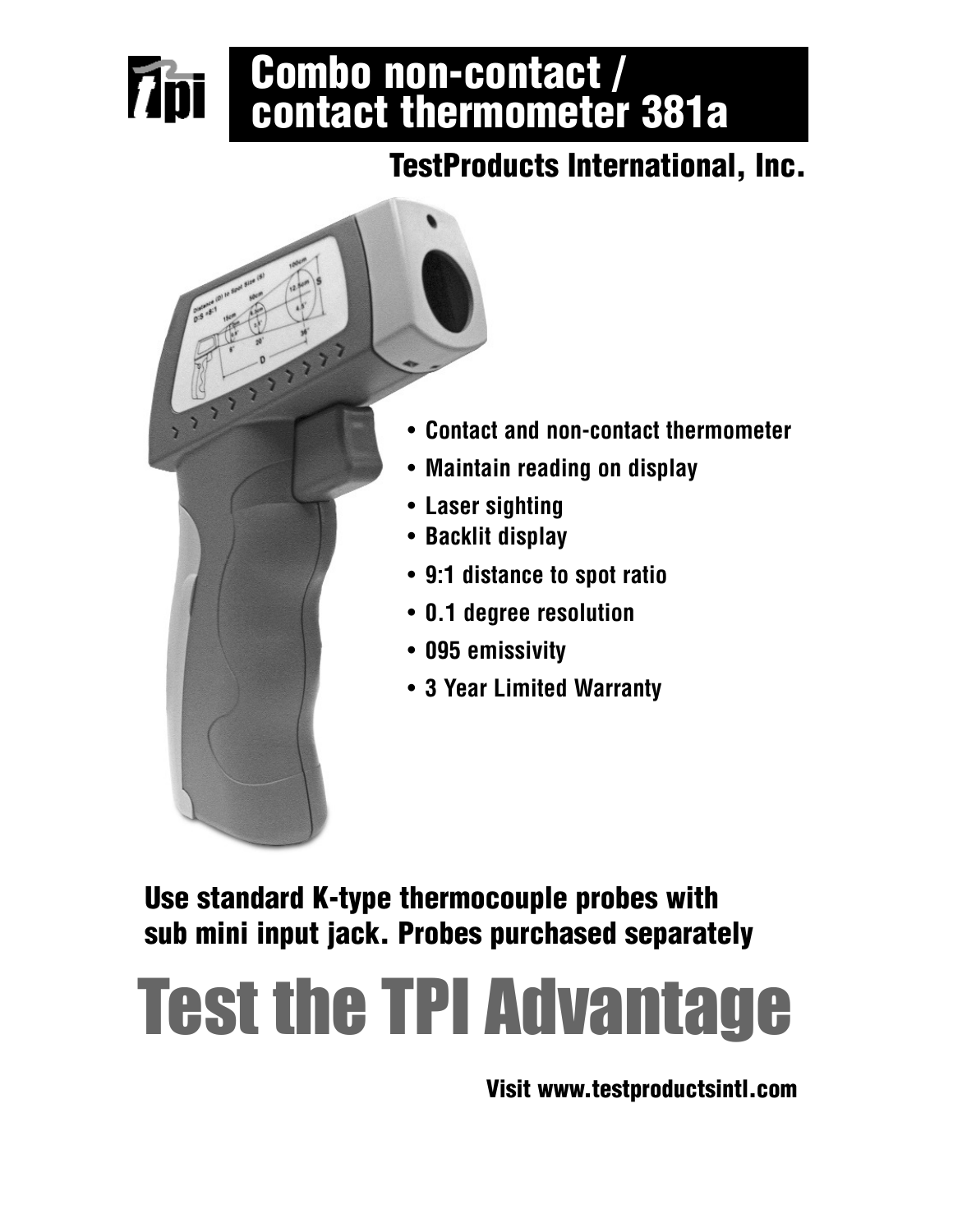# Combo non-contact / contact thermometer 381a

## TestProducts International, Inc.

- Contact and non-contact thermometer
- Maintain reading on display
- Laser sighting
- Backlit display
- 9:1 distance to spot ratio
- 0.1 degree resolution
- 095 emissivity
- 3 Year Limited Warranty

**Use standard K-type thermocouple probes with sub mini input jack. Probes purchased separately**

# Test the TPI Advantage

**Visit www.testproductsintl.com**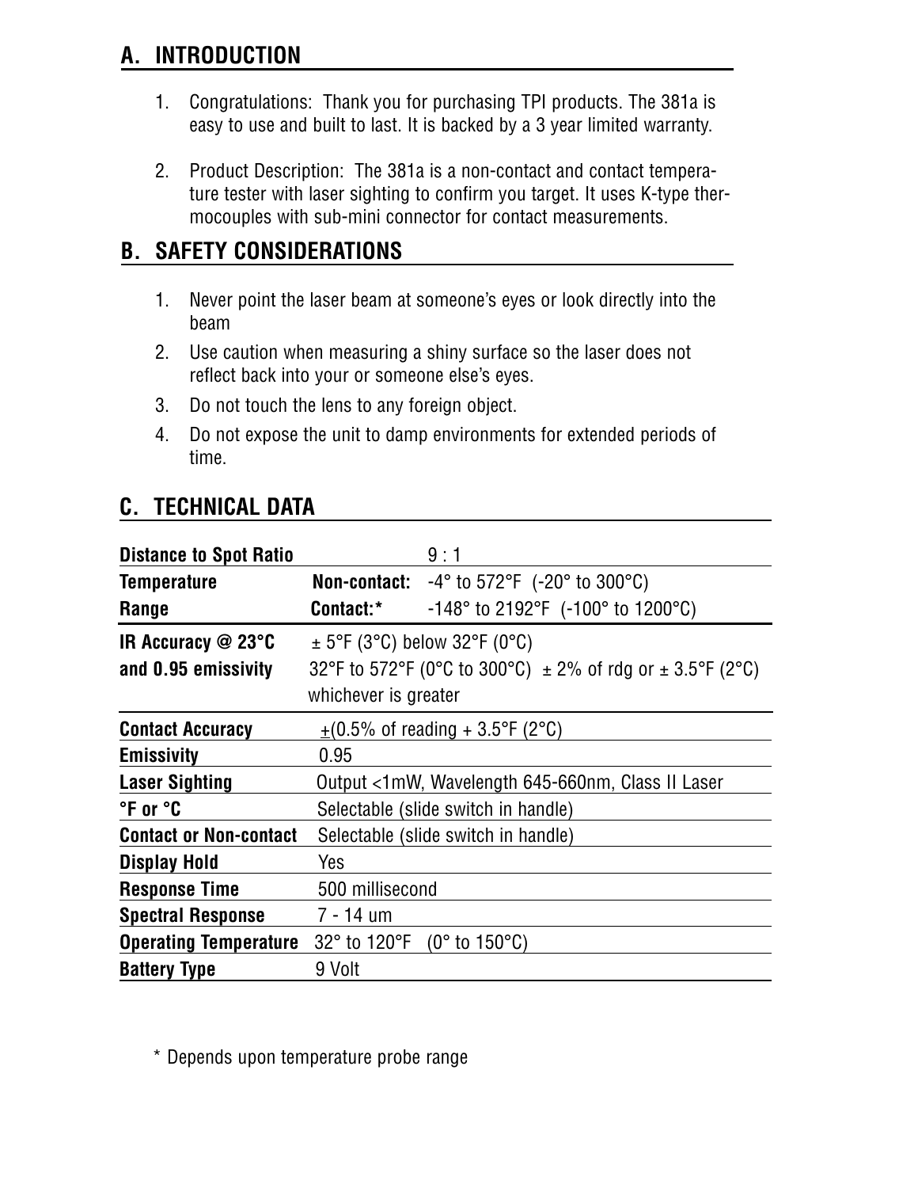## A. INTRODUCTION

1. Congratulations: Thank you for purchasing TPI products. The 381a is easy to use and built to last. It is backed by a 3 year limited warranty.

2. Product Description: The 381a is a non-contact and contact temperature tester with laser sighting to confirm you target. It uses K-type thermocouples with sub-mini connector for contact measurements.

## B. SAFETY CONSIDERATIONS

1. Never point the laser beam at someone's eyes or look directly into the beam
2. Use caution when measuring a shiny surface so the laser does not reflect back into your or someone else's eyes.
3. Do not touch the lens to any foreign object.
4. Do not expose the unit to damp environments for extended periods of time.

## C. TECHNICAL DATA

| | | |
|---|---|---|
| **Distance to Spot Ratio** | | 9 : 1 |
| **Temperature Range** | **Non-contact:** | -4° to 572°F (-20° to 300°C) |
| | **Contact:*** | -148° to 2192°F (-100° to 1200°C) |
| **IR Accuracy @ 23°C and 0.95 emissivity** | ± 5°F (3°C) below 32°F (0°C)<br>32°F to 572°F (0°C to 300°C) ± 2% of rdg or ± 3.5°F (2°C) whichever is greater | |
| **Contact Accuracy** | ±(0.5% of reading + 3.5°F (2°C) | |
| **Emissivity** | 0.95 | |
| **Laser Sighting** | Output <1mW, Wavelength 645-660nm, Class II Laser | |
| **°F or °C** | Selectable (slide switch in handle) | |
| **Contact or Non-contact** | Selectable (slide switch in handle) | |
| **Display Hold** | Yes | |
| **Response Time** | 500 millisecond | |
| **Spectral Response** | 7 - 14 um | |
| **Operating Temperature** | 32° to 120°F (0° to 150°C) | |
| **Battery Type** | 9 Volt | |

\* Depends upon temperature probe range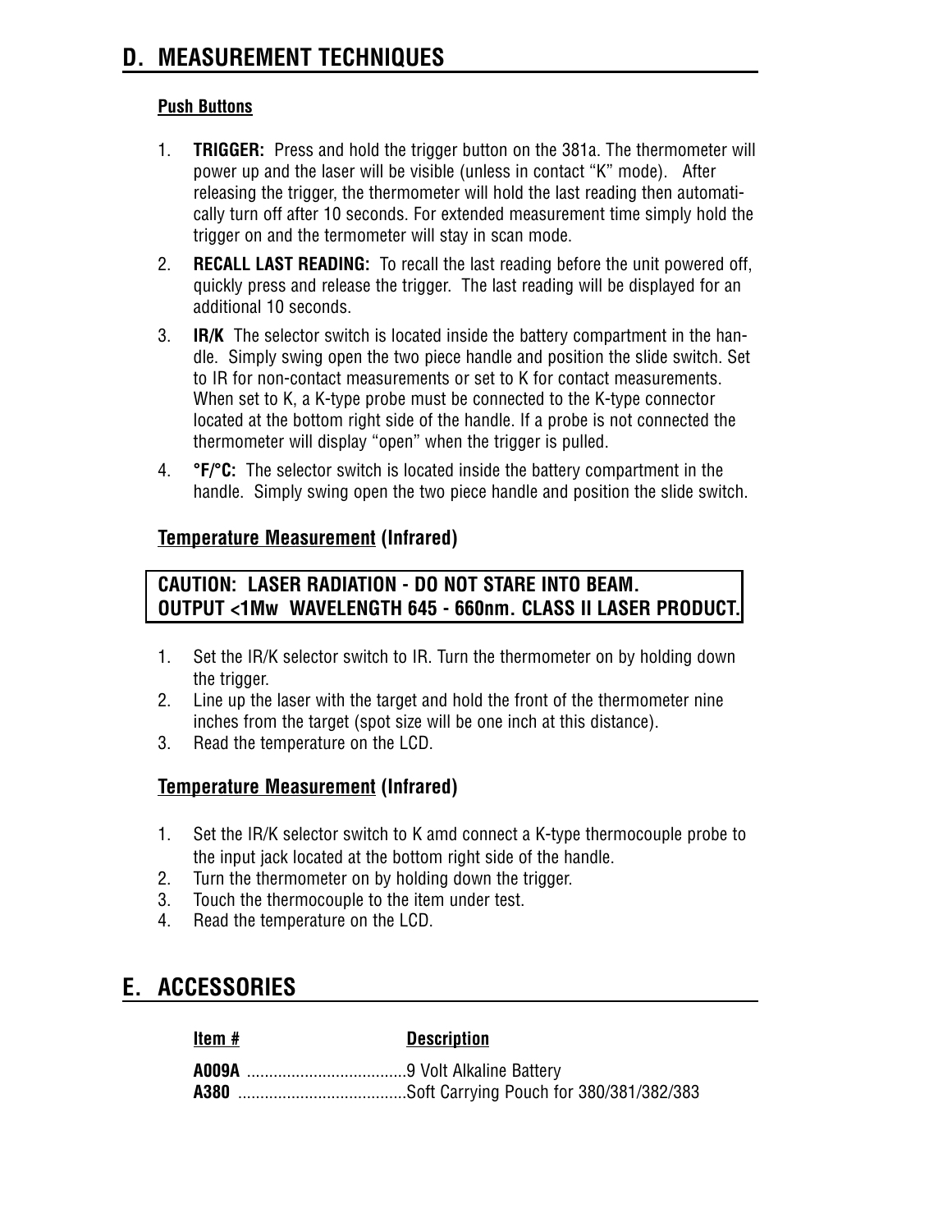## D. MEASUREMENT TECHNIQUES

### Push Buttons

1. **TRIGGER:** Press and hold the trigger button on the 381a. The thermometer will power up and the laser will be visible (unless in contact "K" mode). After releasing the trigger, the thermometer will hold the last reading then automatically turn off after 10 seconds. For extended measurement time simply hold the trigger on and the termometer will stay in scan mode.
2. **RECALL LAST READING:** To recall the last reading before the unit powered off, quickly press and release the trigger. The last reading will be displayed for an additional 10 seconds.
3. **IR/K** The selector switch is located inside the battery compartment in the handle. Simply swing open the two piece handle and position the slide switch. Set to IR for non-contact measurements or set to K for contact measurements. When set to K, a K-type probe must be connected to the K-type connector located at the bottom right side of the handle. If a probe is not connected the thermometer will display "open" when the trigger is pulled.
4. **°F/°C:** The selector switch is located inside the battery compartment in the handle. Simply swing open the two piece handle and position the slide switch.

### Temperature Measurement (Infrared)

**CAUTION: LASER RADIATION - DO NOT STARE INTO BEAM.**
**OUTPUT <1Mw WAVELENGTH 645 - 660nm. CLASS II LASER PRODUCT.**

1. Set the IR/K selector switch to IR. Turn the thermometer on by holding down the trigger.
2. Line up the laser with the target and hold the front of the thermometer nine inches from the target (spot size will be one inch at this distance).
3. Read the temperature on the LCD.

### Temperature Measurement (Infrared)

1. Set the IR/K selector switch to K amd connect a K-type thermocouple probe to the input jack located at the bottom right side of the handle.
2. Turn the thermometer on by holding down the trigger.
3. Touch the thermocouple to the item under test.
4. Read the temperature on the LCD.

## E. ACCESSORIES

| Item # | Description |
|---|---|
| **A009A** | 9 Volt Alkaline Battery |
| **A380** | Soft Carrying Pouch for 380/381/382/383 |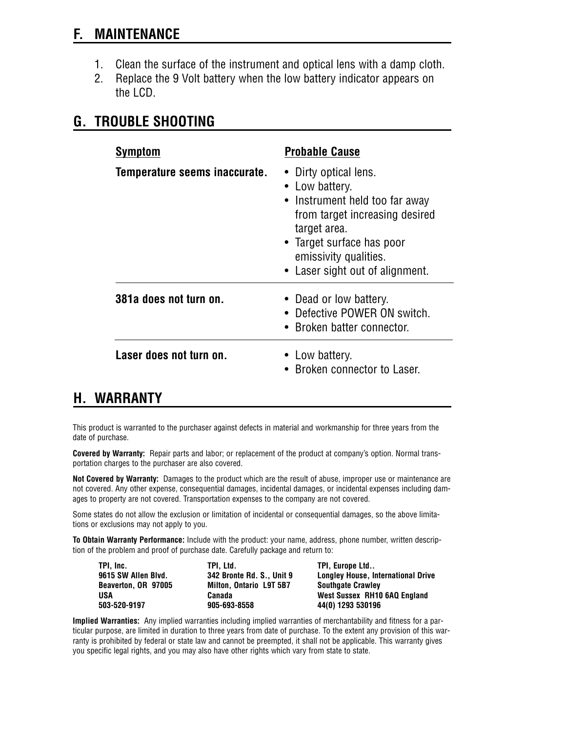## F. MAINTENANCE

1. Clean the surface of the instrument and optical lens with a damp cloth.
2. Replace the 9 Volt battery when the low battery indicator appears on the LCD.

## G. TROUBLE SHOOTING

| Symptom | Probable Cause |
| --- | --- |
| **Temperature seems inaccurate.** | • Dirty optical lens.<br>• Low battery.<br>• Instrument held too far away from target increasing desired target area.<br>• Target surface has poor emissivity qualities.<br>• Laser sight out of alignment. |
| **381a does not turn on.** | • Dead or low battery.<br>• Defective POWER ON switch.<br>• Broken batter connector. |
| **Laser does not turn on.** | • Low battery.<br>• Broken connector to Laser. |

## H. WARRANTY

This product is warranted to the purchaser against defects in material and workmanship for three years from the date of purchase.

**Covered by Warranty:** Repair parts and labor; or replacement of the product at company's option. Normal transportation charges to the purchaser are also covered.

**Not Covered by Warranty:** Damages to the product which are the result of abuse, improper use or maintenance are not covered. Any other expense, consequential damages, incidental damages, or incidental expenses including damages to property are not covered. Transportation expenses to the company are not covered.

Some states do not allow the exclusion or limitation of incidental or consequential damages, so the above limitations or exclusions may not apply to you.

**To Obtain Warranty Performance:** Include with the product: your name, address, phone number, written description of the problem and proof of purchase date. Carefully package and return to:

**TPI, Inc.**
**9615 SW Allen Blvd.**
**Beaverton, OR 97005**
**USA**
**503-520-9197**

**TPI, Ltd.**
**342 Bronte Rd. S., Unit 9**
**Milton, Ontario L9T 5B7**
**Canada**
**905-693-8558**

**TPI, Europe Ltd..**
**Longley House, International Drive**
**Southgate Crawley**
**West Sussex RH10 6AQ England**
**44(0) 1293 530196**

**Implied Warranties:** Any implied warranties including implied warranties of merchantability and fitness for a particular purpose, are limited in duration to three years from date of purchase. To the extent any provision of this warranty is prohibited by federal or state law and cannot be preempted, it shall not be applicable. This warranty gives you specific legal rights, and you may also have other rights which vary from state to state.